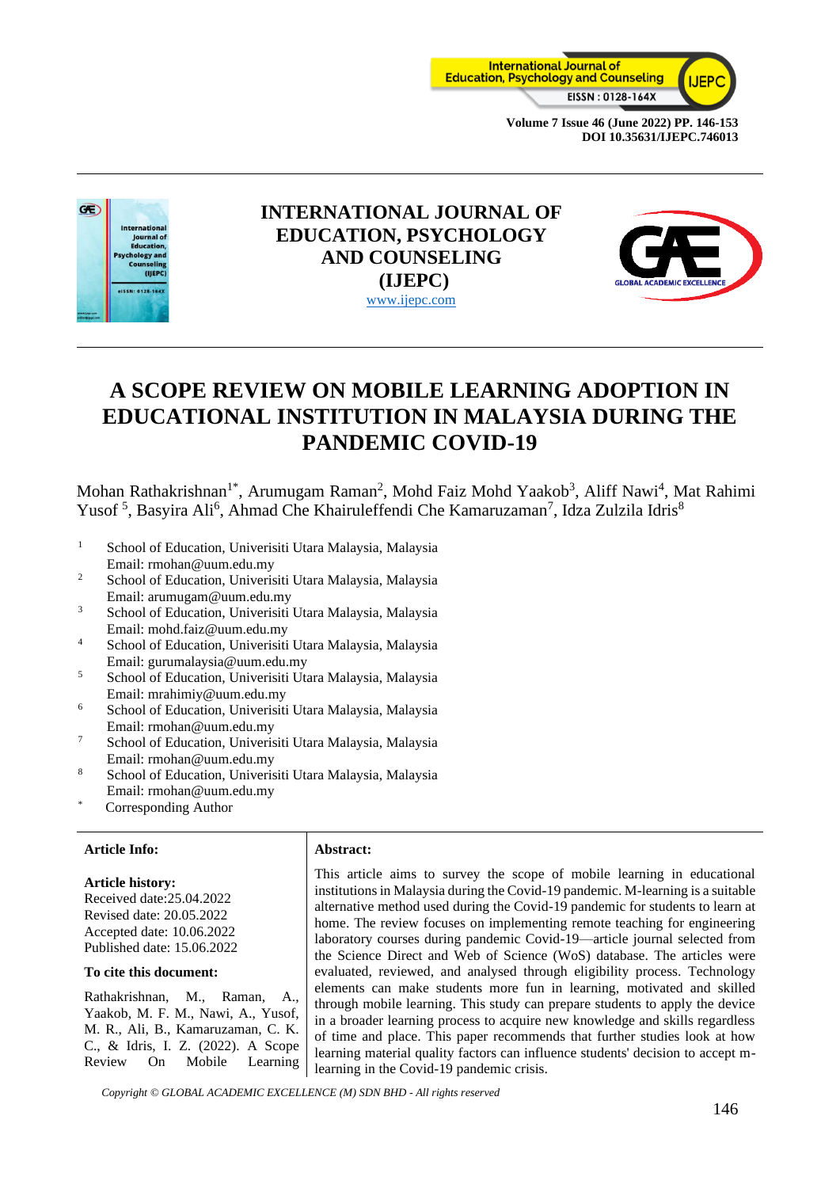# INTERNATIONAL JOURNAL OF EDUCATION, PSYCHOLOGY AND COUNSELING (IJEPC)

www.ijepc.com

# A SCOPE REVIEW ON MOBILE LEARNING ADOPTION IN EDUCATIONAL INSTITUTION IN MALAYSIA DURING THE PANDEMIC COVID-19

Mohan Rathakrishnan[1*], Arumugam Raman[2], Mohd Faiz Mohd Yaakob[3], Aliff Nawi[4], Mat Rahimi Yusof [5], Basyira Ali[6], Ahmad Che Khairuleffendi Che Kamaruzaman[7], Idza Zulzila Idris[8]

[1] School of Education, Univerisiti Utara Malaysia, Malaysia
Email: rmohan@uum.edu.my

[2] School of Education, Univerisiti Utara Malaysia, Malaysia
Email: arumugam@uum.edu.my

[3] School of Education, Univerisiti Utara Malaysia, Malaysia
Email: mohd.faiz@uum.edu.my

[4] School of Education, Univerisiti Utara Malaysia, Malaysia
Email: gurumalaysia@uum.edu.my

[5] School of Education, Univerisiti Utara Malaysia, Malaysia
Email: mrahimiy@uum.edu.my

[6] School of Education, Univerisiti Utara Malaysia, Malaysia
Email: rmohan@uum.edu.my

[7] School of Education, Univerisiti Utara Malaysia, Malaysia
Email: rmohan@uum.edu.my

[8] School of Education, Univerisiti Utara Malaysia, Malaysia
Email: rmohan@uum.edu.my

[*] Corresponding Author

**Article Info:**

**Article history:**
Received date:25.04.2022
Revised date: 20.05.2022
Accepted date: 10.06.2022
Published date: 15.06.2022

**To cite this document:**

Rathakrishnan, M., Raman, A., Yaakob, M. F. M., Nawi, A., Yusof, M. R., Ali, B., Kamaruzaman, C. K. C., & Idris, I. Z. (2022). A Scope Review On Mobile Learning

**Abstract:**

This article aims to survey the scope of mobile learning in educational institutions in Malaysia during the Covid-19 pandemic. M-learning is a suitable alternative method used during the Covid-19 pandemic for students to learn at home. The review focuses on implementing remote teaching for engineering laboratory courses during pandemic Covid-19—article journal selected from the Science Direct and Web of Science (WoS) database. The articles were evaluated, reviewed, and analysed through eligibility process. Technology elements can make students more fun in learning, motivated and skilled through mobile learning. This study can prepare students to apply the device in a broader learning process to acquire new knowledge and skills regardless of time and place. This paper recommends that further studies look at how learning material quality factors can influence students' decision to accept m-learning in the Covid-19 pandemic crisis.

*Copyright © GLOBAL ACADEMIC EXCELLENCE (M) SDN BHD - All rights reserved*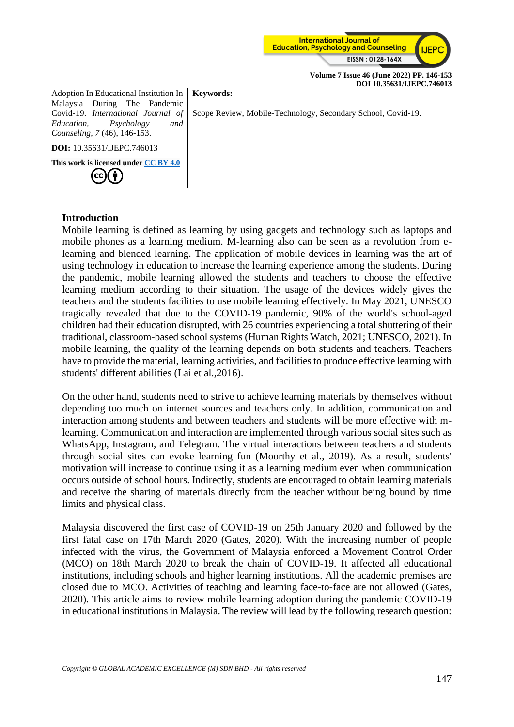Adoption In Educational Institution In Malaysia During The Pandemic Covid-19. *International Journal of Education, Psychology and Counseling*, *7* (46), 146-153.

**DOI:** 10.35631/IJEPC.746013

**This work is licensed under CC BY 4.0**

**Keywords:**

Scope Review, Mobile-Technology, Secondary School, Covid-19.

## Introduction

Mobile learning is defined as learning by using gadgets and technology such as laptops and mobile phones as a learning medium. M-learning also can be seen as a revolution from e-learning and blended learning. The application of mobile devices in learning was the art of using technology in education to increase the learning experience among the students. During the pandemic, mobile learning allowed the students and teachers to choose the effective learning medium according to their situation. The usage of the devices widely gives the teachers and the students facilities to use mobile learning effectively. In May 2021, UNESCO tragically revealed that due to the COVID-19 pandemic, 90% of the world's school-aged children had their education disrupted, with 26 countries experiencing a total shuttering of their traditional, classroom-based school systems (Human Rights Watch, 2021; UNESCO, 2021). In mobile learning, the quality of the learning depends on both students and teachers. Teachers have to provide the material, learning activities, and facilities to produce effective learning with students' different abilities (Lai et al.,2016).

On the other hand, students need to strive to achieve learning materials by themselves without depending too much on internet sources and teachers only. In addition, communication and interaction among students and between teachers and students will be more effective with m-learning. Communication and interaction are implemented through various social sites such as WhatsApp, Instagram, and Telegram. The virtual interactions between teachers and students through social sites can evoke learning fun (Moorthy et al., 2019). As a result, students' motivation will increase to continue using it as a learning medium even when communication occurs outside of school hours. Indirectly, students are encouraged to obtain learning materials and receive the sharing of materials directly from the teacher without being bound by time limits and physical class.

Malaysia discovered the first case of COVID-19 on 25th January 2020 and followed by the first fatal case on 17th March 2020 (Gates, 2020). With the increasing number of people infected with the virus, the Government of Malaysia enforced a Movement Control Order (MCO) on 18th March 2020 to break the chain of COVID-19. It affected all educational institutions, including schools and higher learning institutions. All the academic premises are closed due to MCO. Activities of teaching and learning face-to-face are not allowed (Gates, 2020). This article aims to review mobile learning adoption during the pandemic COVID-19 in educational institutions in Malaysia. The review will lead by the following research question: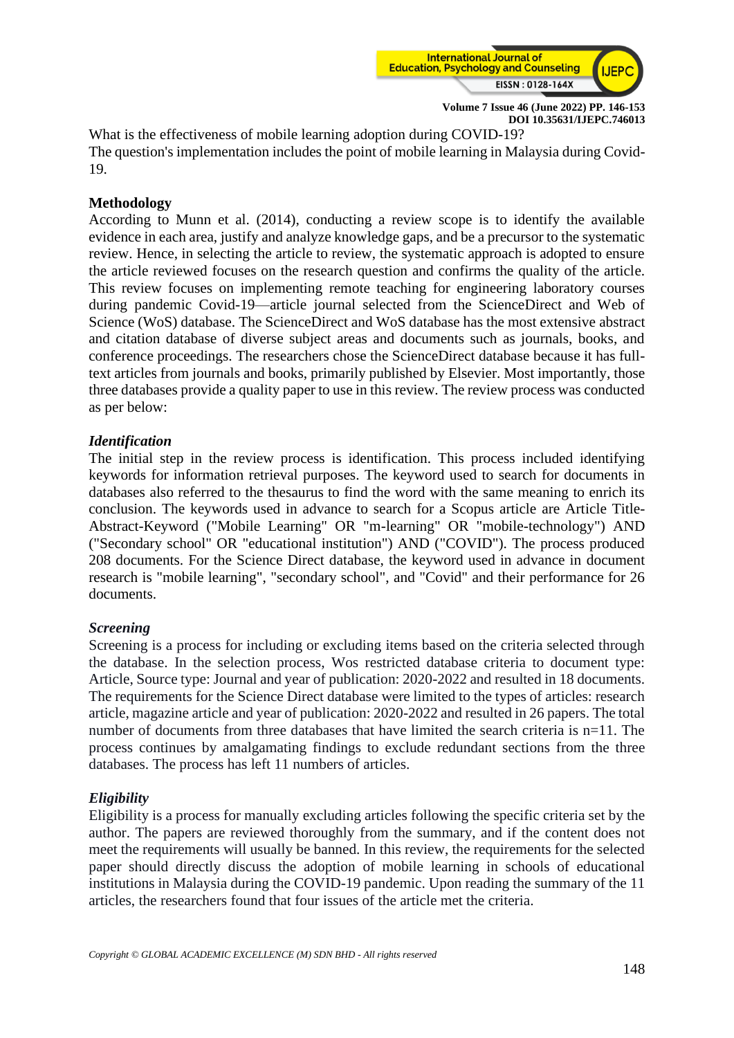What is the effectiveness of mobile learning adoption during COVID-19?
The question's implementation includes the point of mobile learning in Malaysia during Covid-19.

## Methodology

According to Munn et al. (2014), conducting a review scope is to identify the available evidence in each area, justify and analyze knowledge gaps, and be a precursor to the systematic review. Hence, in selecting the article to review, the systematic approach is adopted to ensure the article reviewed focuses on the research question and confirms the quality of the article. This review focuses on implementing remote teaching for engineering laboratory courses during pandemic Covid-19—article journal selected from the ScienceDirect and Web of Science (WoS) database. The ScienceDirect and WoS database has the most extensive abstract and citation database of diverse subject areas and documents such as journals, books, and conference proceedings. The researchers chose the ScienceDirect database because it has full-text articles from journals and books, primarily published by Elsevier. Most importantly, those three databases provide a quality paper to use in this review. The review process was conducted as per below:

### *Identification*

The initial step in the review process is identification. This process included identifying keywords for information retrieval purposes. The keyword used to search for documents in databases also referred to the thesaurus to find the word with the same meaning to enrich its conclusion. The keywords used in advance to search for a Scopus article are Article Title-Abstract-Keyword ("Mobile Learning" OR "m-learning" OR "mobile-technology") AND ("Secondary school" OR "educational institution") AND ("COVID"). The process produced 208 documents. For the Science Direct database, the keyword used in advance in document research is "mobile learning", "secondary school", and "Covid" and their performance for 26 documents.

### *Screening*

Screening is a process for including or excluding items based on the criteria selected through the database. In the selection process, Wos restricted database criteria to document type: Article, Source type: Journal and year of publication: 2020-2022 and resulted in 18 documents. The requirements for the Science Direct database were limited to the types of articles: research article, magazine article and year of publication: 2020-2022 and resulted in 26 papers. The total number of documents from three databases that have limited the search criteria is n=11. The process continues by amalgamating findings to exclude redundant sections from the three databases. The process has left 11 numbers of articles.

### *Eligibility*

Eligibility is a process for manually excluding articles following the specific criteria set by the author. The papers are reviewed thoroughly from the summary, and if the content does not meet the requirements will usually be banned. In this review, the requirements for the selected paper should directly discuss the adoption of mobile learning in schools of educational institutions in Malaysia during the COVID-19 pandemic. Upon reading the summary of the 11 articles, the researchers found that four issues of the article met the criteria.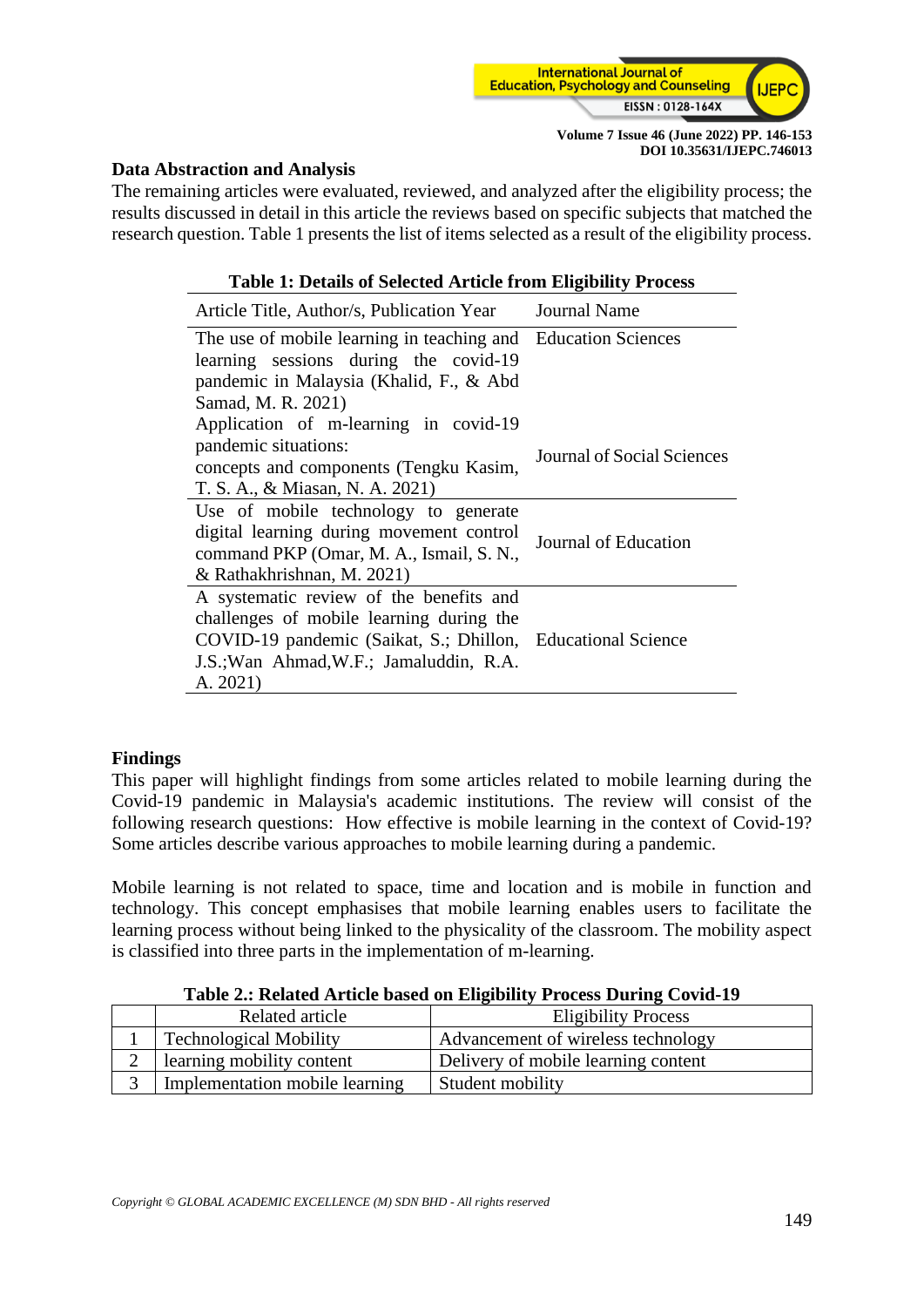### Data Abstraction and Analysis

The remaining articles were evaluated, reviewed, and analyzed after the eligibility process; the results discussed in detail in this article the reviews based on specific subjects that matched the research question. Table 1 presents the list of items selected as a result of the eligibility process.

**Table 1: Details of Selected Article from Eligibility Process**

| Article Title, Author/s, Publication Year | Journal Name |
|---|---|
| The use of mobile learning in teaching and learning sessions during the covid-19 pandemic in Malaysia (Khalid, F., & Abd Samad, M. R. 2021) | Education Sciences |
| Application of m-learning in covid-19 pandemic situations: concepts and components (Tengku Kasim, T. S. A., & Miasan, N. A. 2021) | Journal of Social Sciences |
| Use of mobile technology to generate digital learning during movement control command PKP (Omar, M. A., Ismail, S. N., & Rathakhrishnan, M. 2021) | Journal of Education |
| A systematic review of the benefits and challenges of mobile learning during the COVID-19 pandemic (Saikat, S.; Dhillon, J.S.;Wan Ahmad,W.F.; Jamaluddin, R.A. A. 2021) | Educational Science |

### Findings

This paper will highlight findings from some articles related to mobile learning during the Covid-19 pandemic in Malaysia's academic institutions. The review will consist of the following research questions: How effective is mobile learning in the context of Covid-19? Some articles describe various approaches to mobile learning during a pandemic.

Mobile learning is not related to space, time and location and is mobile in function and technology. This concept emphasises that mobile learning enables users to facilitate the learning process without being linked to the physicality of the classroom. The mobility aspect is classified into three parts in the implementation of m-learning.

**Table 2.: Related Article based on Eligibility Process During Covid-19**

| | Related article | Eligibility Process |
|---|---|---|
| 1 | Technological Mobility | Advancement of wireless technology |
| 2 | learning mobility content | Delivery of mobile learning content |
| 3 | Implementation mobile learning | Student mobility |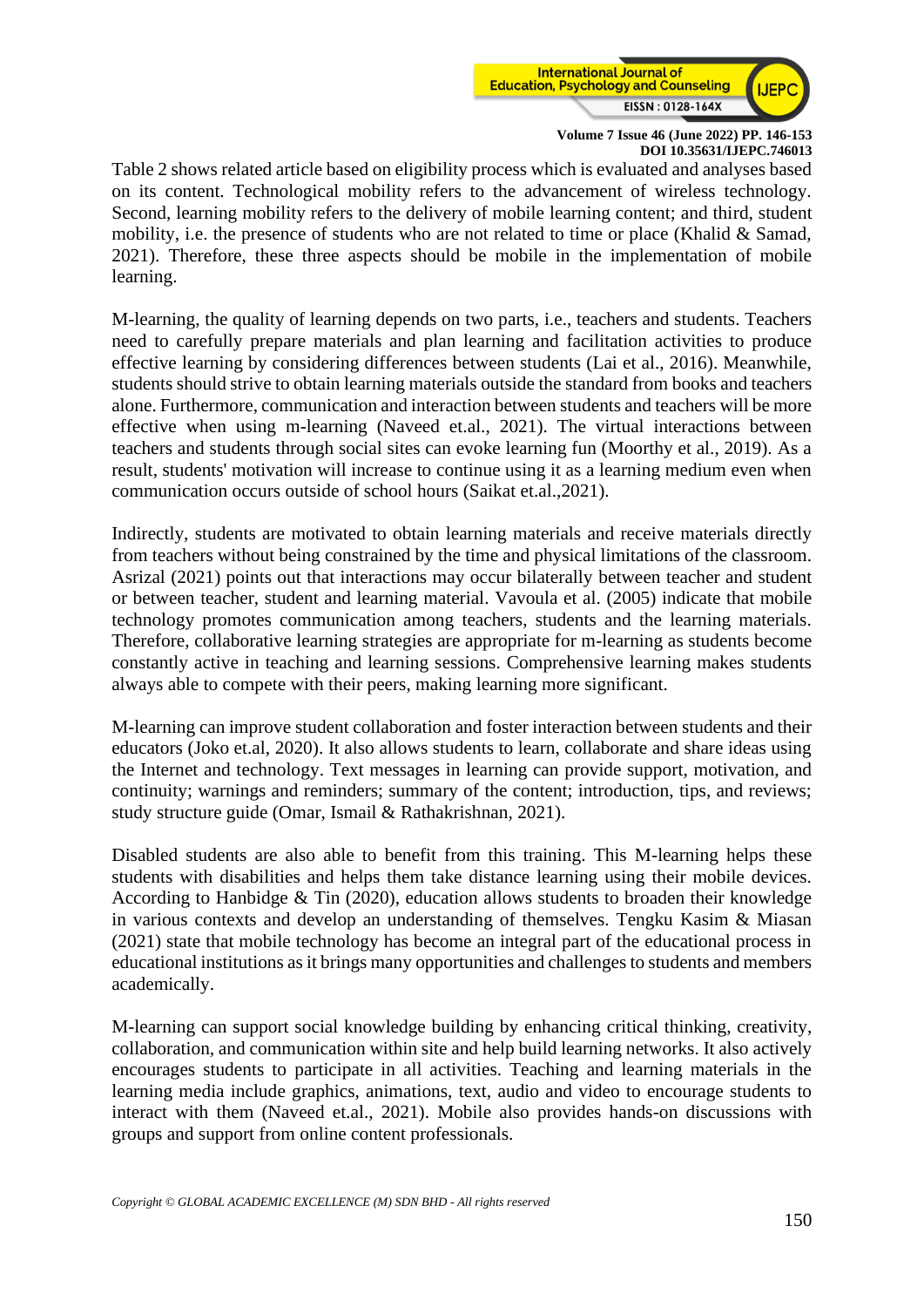Table 2 shows related article based on eligibility process which is evaluated and analyses based on its content. Technological mobility refers to the advancement of wireless technology. Second, learning mobility refers to the delivery of mobile learning content; and third, student mobility, i.e. the presence of students who are not related to time or place (Khalid & Samad, 2021). Therefore, these three aspects should be mobile in the implementation of mobile learning.

M-learning, the quality of learning depends on two parts, i.e., teachers and students. Teachers need to carefully prepare materials and plan learning and facilitation activities to produce effective learning by considering differences between students (Lai et al., 2016). Meanwhile, students should strive to obtain learning materials outside the standard from books and teachers alone. Furthermore, communication and interaction between students and teachers will be more effective when using m-learning (Naveed et.al., 2021). The virtual interactions between teachers and students through social sites can evoke learning fun (Moorthy et al., 2019). As a result, students' motivation will increase to continue using it as a learning medium even when communication occurs outside of school hours (Saikat et.al.,2021).

Indirectly, students are motivated to obtain learning materials and receive materials directly from teachers without being constrained by the time and physical limitations of the classroom. Asrizal (2021) points out that interactions may occur bilaterally between teacher and student or between teacher, student and learning material. Vavoula et al. (2005) indicate that mobile technology promotes communication among teachers, students and the learning materials. Therefore, collaborative learning strategies are appropriate for m-learning as students become constantly active in teaching and learning sessions. Comprehensive learning makes students always able to compete with their peers, making learning more significant.

M-learning can improve student collaboration and foster interaction between students and their educators (Joko et.al, 2020). It also allows students to learn, collaborate and share ideas using the Internet and technology. Text messages in learning can provide support, motivation, and continuity; warnings and reminders; summary of the content; introduction, tips, and reviews; study structure guide (Omar, Ismail & Rathakrishnan, 2021).

Disabled students are also able to benefit from this training. This M-learning helps these students with disabilities and helps them take distance learning using their mobile devices. According to Hanbidge & Tin (2020), education allows students to broaden their knowledge in various contexts and develop an understanding of themselves. Tengku Kasim & Miasan (2021) state that mobile technology has become an integral part of the educational process in educational institutions as it brings many opportunities and challenges to students and members academically.

M-learning can support social knowledge building by enhancing critical thinking, creativity, collaboration, and communication within site and help build learning networks. It also actively encourages students to participate in all activities. Teaching and learning materials in the learning media include graphics, animations, text, audio and video to encourage students to interact with them (Naveed et.al., 2021). Mobile also provides hands-on discussions with groups and support from online content professionals.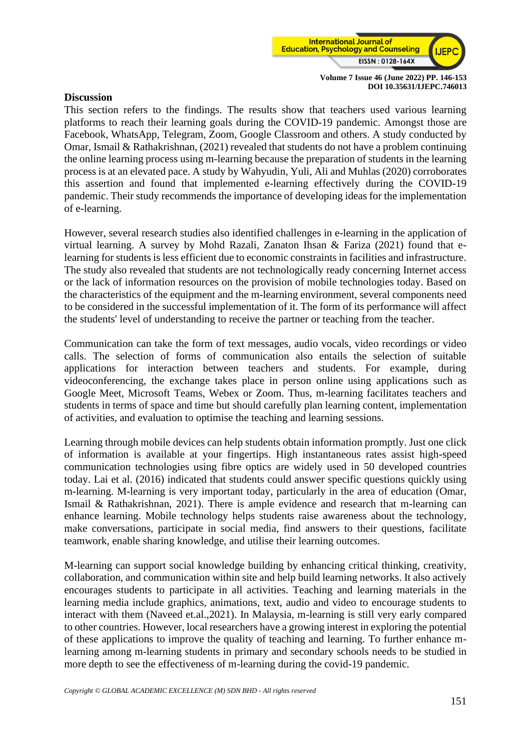## Discussion

This section refers to the findings. The results show that teachers used various learning platforms to reach their learning goals during the COVID-19 pandemic. Amongst those are Facebook, WhatsApp, Telegram, Zoom, Google Classroom and others. A study conducted by Omar, Ismail & Rathakrishnan, (2021) revealed that students do not have a problem continuing the online learning process using m-learning because the preparation of students in the learning process is at an elevated pace. A study by Wahyudin, Yuli, Ali and Muhlas (2020) corroborates this assertion and found that implemented e-learning effectively during the COVID-19 pandemic. Their study recommends the importance of developing ideas for the implementation of e-learning.

However, several research studies also identified challenges in e-learning in the application of virtual learning. A survey by Mohd Razali, Zanaton Ihsan & Fariza (2021) found that e-learning for students is less efficient due to economic constraints in facilities and infrastructure. The study also revealed that students are not technologically ready concerning Internet access or the lack of information resources on the provision of mobile technologies today. Based on the characteristics of the equipment and the m-learning environment, several components need to be considered in the successful implementation of it. The form of its performance will affect the students' level of understanding to receive the partner or teaching from the teacher.

Communication can take the form of text messages, audio vocals, video recordings or video calls. The selection of forms of communication also entails the selection of suitable applications for interaction between teachers and students. For example, during videoconferencing, the exchange takes place in person online using applications such as Google Meet, Microsoft Teams, Webex or Zoom. Thus, m-learning facilitates teachers and students in terms of space and time but should carefully plan learning content, implementation of activities, and evaluation to optimise the teaching and learning sessions.

Learning through mobile devices can help students obtain information promptly. Just one click of information is available at your fingertips. High instantaneous rates assist high-speed communication technologies using fibre optics are widely used in 50 developed countries today. Lai et al. (2016) indicated that students could answer specific questions quickly using m-learning. M-learning is very important today, particularly in the area of education (Omar, Ismail & Rathakrishnan, 2021). There is ample evidence and research that m-learning can enhance learning. Mobile technology helps students raise awareness about the technology, make conversations, participate in social media, find answers to their questions, facilitate teamwork, enable sharing knowledge, and utilise their learning outcomes.

M-learning can support social knowledge building by enhancing critical thinking, creativity, collaboration, and communication within site and help build learning networks. It also actively encourages students to participate in all activities. Teaching and learning materials in the learning media include graphics, animations, text, audio and video to encourage students to interact with them (Naveed et.al.,2021). In Malaysia, m-learning is still very early compared to other countries. However, local researchers have a growing interest in exploring the potential of these applications to improve the quality of teaching and learning. To further enhance m-learning among m-learning students in primary and secondary schools needs to be studied in more depth to see the effectiveness of m-learning during the covid-19 pandemic.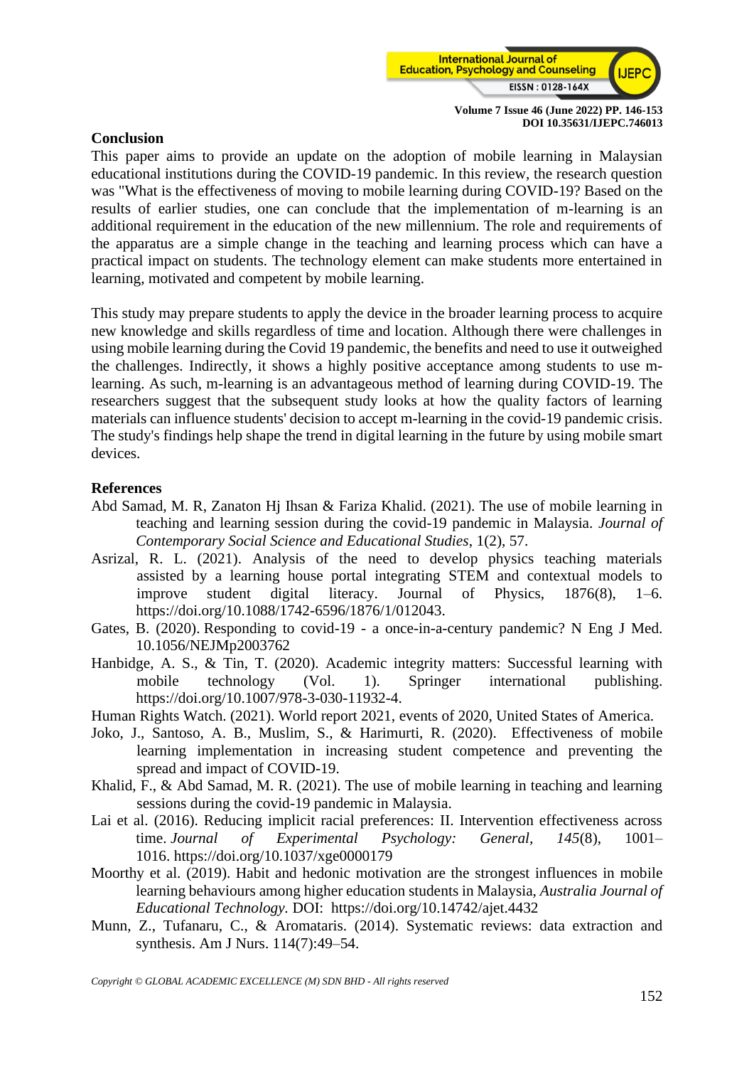## Conclusion

This paper aims to provide an update on the adoption of mobile learning in Malaysian educational institutions during the COVID-19 pandemic. In this review, the research question was "What is the effectiveness of moving to mobile learning during COVID-19? Based on the results of earlier studies, one can conclude that the implementation of m-learning is an additional requirement in the education of the new millennium. The role and requirements of the apparatus are a simple change in the teaching and learning process which can have a practical impact on students. The technology element can make students more entertained in learning, motivated and competent by mobile learning.

This study may prepare students to apply the device in the broader learning process to acquire new knowledge and skills regardless of time and location. Although there were challenges in using mobile learning during the Covid 19 pandemic, the benefits and need to use it outweighed the challenges. Indirectly, it shows a highly positive acceptance among students to use m-learning. As such, m-learning is an advantageous method of learning during COVID-19. The researchers suggest that the subsequent study looks at how the quality factors of learning materials can influence students' decision to accept m-learning in the covid-19 pandemic crisis. The study's findings help shape the trend in digital learning in the future by using mobile smart devices.

## References

Abd Samad, M. R, Zanaton Hj Ihsan & Fariza Khalid. (2021). The use of mobile learning in teaching and learning session during the covid-19 pandemic in Malaysia. *Journal of Contemporary Social Science and Educational Studies*, 1(2), 57.

Asrizal, R. L. (2021). Analysis of the need to develop physics teaching materials assisted by a learning house portal integrating STEM and contextual models to improve student digital literacy. Journal of Physics, 1876(8), 1–6. https://doi.org/10.1088/1742-6596/1876/1/012043.

Gates, B. (2020). Responding to covid-19 - a once-in-a-century pandemic? N Eng J Med. 10.1056/NEJMp2003762

Hanbidge, A. S., & Tin, T. (2020). Academic integrity matters: Successful learning with mobile technology (Vol. 1). Springer international publishing. https://doi.org/10.1007/978-3-030-11932-4.

Human Rights Watch. (2021). World report 2021, events of 2020, United States of America.

Joko, J., Santoso, A. B., Muslim, S., & Harimurti, R. (2020). Effectiveness of mobile learning implementation in increasing student competence and preventing the spread and impact of COVID-19.

Khalid, F., & Abd Samad, M. R. (2021). The use of mobile learning in teaching and learning sessions during the covid-19 pandemic in Malaysia.

Lai et al. (2016). Reducing implicit racial preferences: II. Intervention effectiveness across time. *Journal of Experimental Psychology: General*, *145*(8), 1001–1016. https://doi.org/10.1037/xge0000179

Moorthy et al. (2019). Habit and hedonic motivation are the strongest influences in mobile learning behaviours among higher education students in Malaysia, *Australia Journal of Educational Technology*. DOI: https://doi.org/10.14742/ajet.4432

Munn, Z., Tufanaru, C., & Aromataris. (2014). Systematic reviews: data extraction and synthesis. Am J Nurs. 114(7):49–54.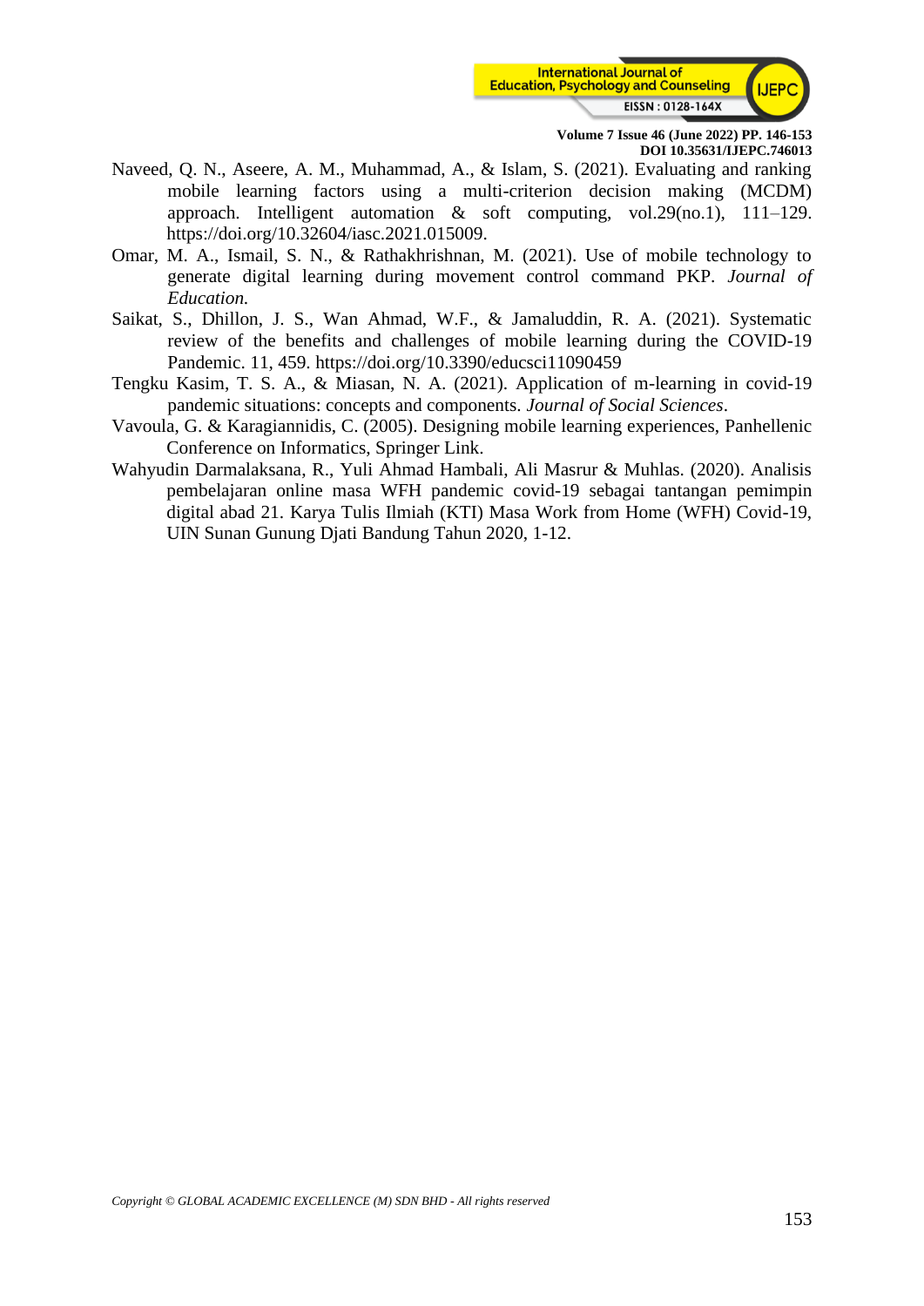Naveed, Q. N., Aseere, A. M., Muhammad, A., & Islam, S. (2021). Evaluating and ranking mobile learning factors using a multi-criterion decision making (MCDM) approach. Intelligent automation & soft computing, vol.29(no.1), 111–129. https://doi.org/10.32604/iasc.2021.015009.

Omar, M. A., Ismail, S. N., & Rathakhrishnan, M. (2021). Use of mobile technology to generate digital learning during movement control command PKP. *Journal of Education.*

Saikat, S., Dhillon, J. S., Wan Ahmad, W.F., & Jamaluddin, R. A. (2021). Systematic review of the benefits and challenges of mobile learning during the COVID-19 Pandemic. 11, 459. https://doi.org/10.3390/educsci11090459

Tengku Kasim, T. S. A., & Miasan, N. A. (2021). Application of m-learning in covid-19 pandemic situations: concepts and components. *Journal of Social Sciences*.

Vavoula, G. & Karagiannidis, C. (2005). Designing mobile learning experiences, Panhellenic Conference on Informatics, Springer Link.

Wahyudin Darmalaksana, R., Yuli Ahmad Hambali, Ali Masrur & Muhlas. (2020). Analisis pembelajaran online masa WFH pandemic covid-19 sebagai tantangan pemimpin digital abad 21. Karya Tulis Ilmiah (KTI) Masa Work from Home (WFH) Covid-19, UIN Sunan Gunung Djati Bandung Tahun 2020, 1-12.